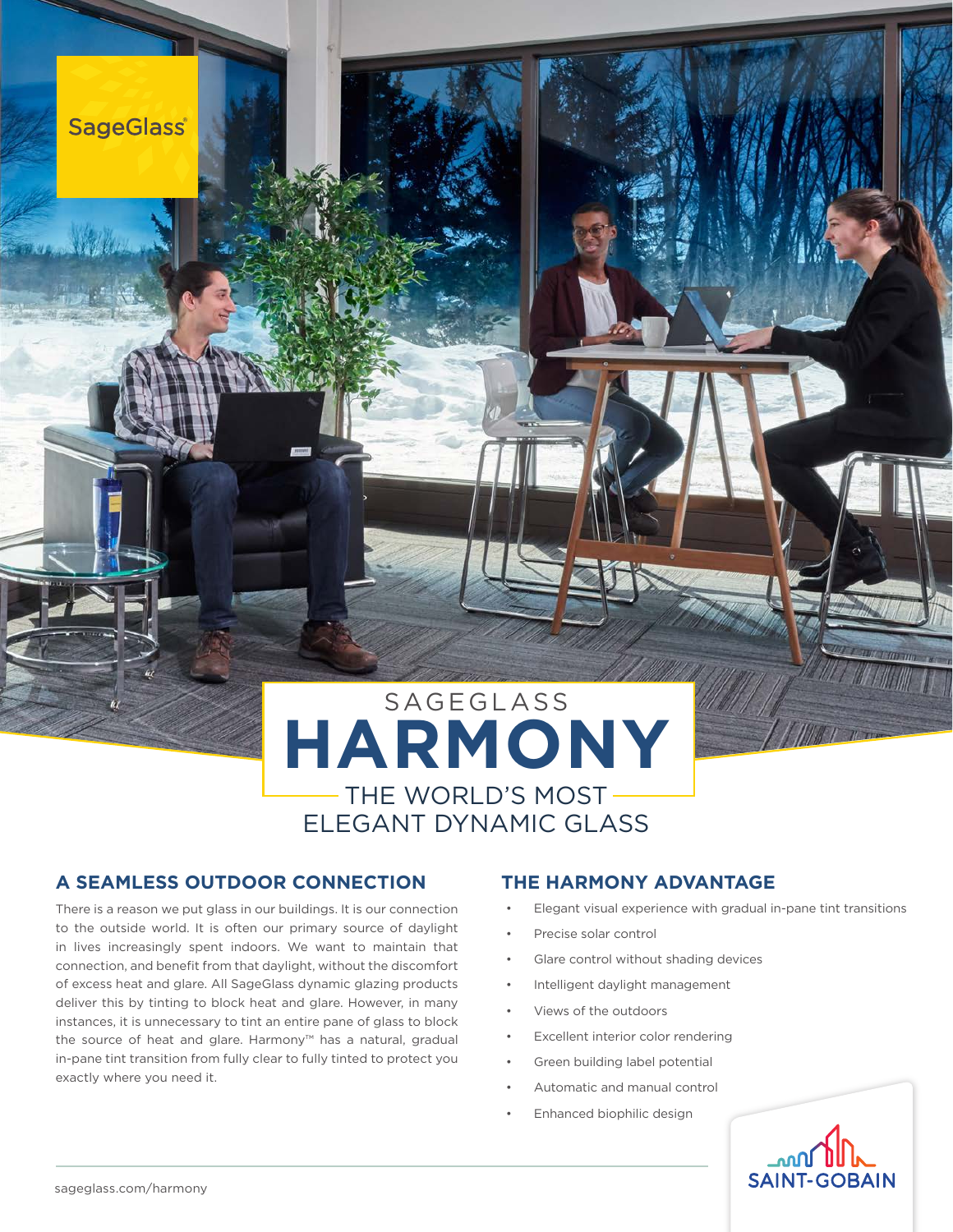SageGlass®

SAGEGLASS

# HARMONY

THE WORLD'S MOST ELEGANT DYNAMIC GLASS

## A SEAMLESS OUTDOOR CONNECTION

There is a reason we put glass in our buildings. It is our connection to the outside world. It is often our primary source of daylight in lives increasingly spent indoors. We want to maintain that connection, and benefit from that daylight, without the discomfort of excess heat and glare. All SageGlass dynamic glazing products deliver this by tinting to block heat and glare. However, in many instances, it is unnecessary to tint an entire pane of glass to block the source of heat and glare. Harmony™ has a natural, gradual in-pane tint transition from fully clear to fully tinted to protect you exactly where you need it.

## THE HARMONY ADVANTAGE

- Elegant visual experience with gradual in-pane tint transitions
- Precise solar control
- Glare control without shading devices
- Intelligent daylight management
- Views of the outdoors
- Excellent interior color rendering
- Green building label potential
- Automatic and manual control
- Enhanced biophilic design

sageglass.com/harmony

SAINT-GOBAIN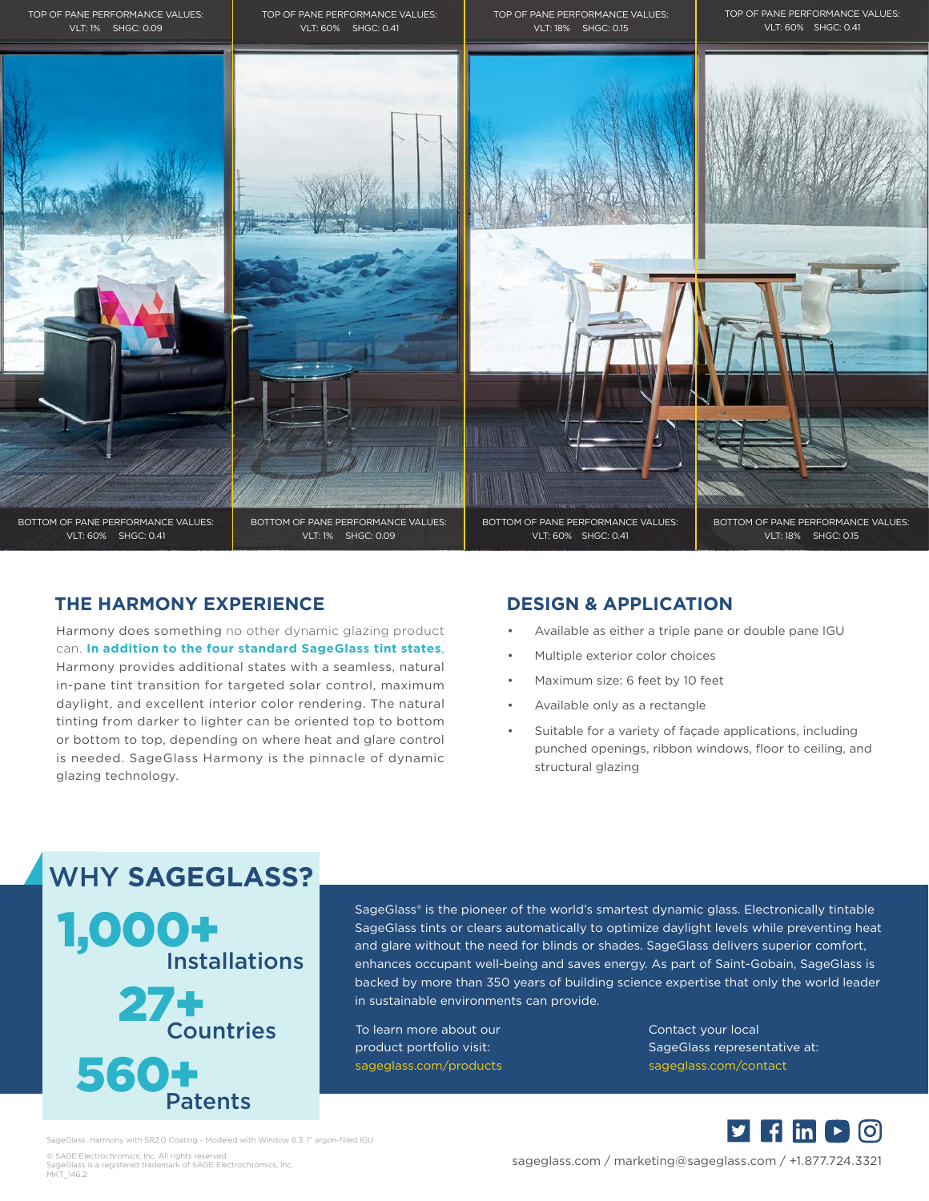TOP OF PANE PERFORMANCE VALUES:
VLT: 1% SHGC: 0.09

BOTTOM OF PANE PERFORMANCE VALUES:
VLT: 60% SHGC: 0.41

TOP OF PANE PERFORMANCE VALUES:
VLT: 60% SHGC: 0.41

BOTTOM OF PANE PERFORMANCE VALUES:
VLT: 1% SHGC: 0.09

TOP OF PANE PERFORMANCE VALUES:
VLT: 18% SHGC: 0.15

BOTTOM OF PANE PERFORMANCE VALUES:
VLT: 60% SHGC: 0.41

TOP OF PANE PERFORMANCE VALUES:
VLT: 60% SHGC: 0.41

BOTTOM OF PANE PERFORMANCE VALUES:
VLT: 18% SHGC: 0.15

## THE HARMONY EXPERIENCE

Harmony does something no other dynamic glazing product can. **In addition to the four standard SageGlass tint states**, Harmony provides additional states with a seamless, natural in-pane tint transition for targeted solar control, maximum daylight, and excellent interior color rendering. The natural tinting from darker to lighter can be oriented top to bottom or bottom to top, depending on where heat and glare control is needed. SageGlass Harmony is the pinnacle of dynamic glazing technology.

## DESIGN & APPLICATION

- Available as either a triple pane or double pane IGU
- Multiple exterior color choices
- Maximum size: 6 feet by 10 feet
- Available only as a rectangle
- Suitable for a variety of façade applications, including punched openings, ribbon windows, floor to ceiling, and structural glazing

## WHY SAGEGLASS?

**1,000+** Installations

**27+** Countries

**560+** Patents

SageGlass® is the pioneer of the world's smartest dynamic glass. Electronically tintable SageGlass tints or clears automatically to optimize daylight levels while preventing heat and glare without the need for blinds or shades. SageGlass delivers superior comfort, enhances occupant well-being and saves energy. As part of Saint-Gobain, SageGlass is backed by more than 350 years of building science expertise that only the world leader in sustainable environments can provide.

To learn more about our product portfolio visit:
sageglass.com/products

Contact your local SageGlass representative at:
sageglass.com/contact

SageGlass Harmony with SR2.0 Coating - Modeled with Window 6.3; 1" argon-filled IGU

© SAGE Electrochromics, Inc. All rights reserved.
SageGlass is a registered trademark of SAGE Electrochromics, Inc.
MKT_146.2

sageglass.com / marketing@sageglass.com / +1.877.724.3321